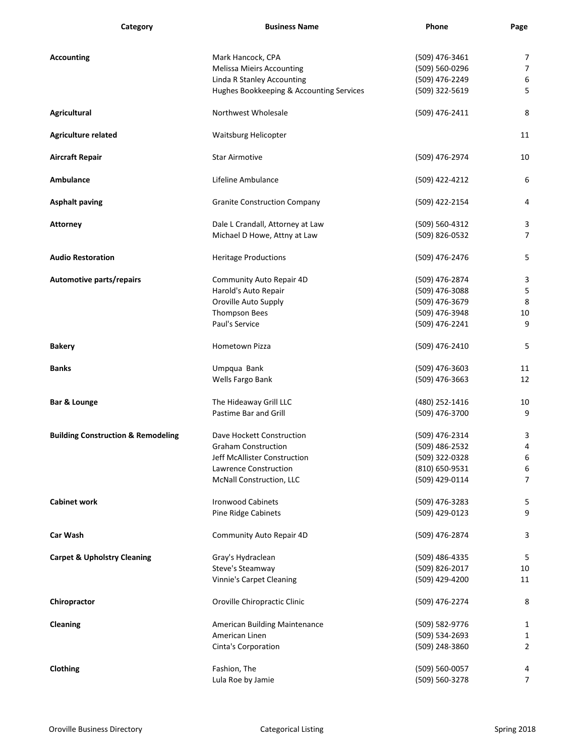| Category | Business Name | Phone | Page |
|---|---|---|---|
| **Accounting** | Mark Hancock, CPA | (509) 476-3461 | 7 |
| | Melissa Mieirs Accounting | (509) 560-0296 | 7 |
| | Linda R Stanley Accounting | (509) 476-2249 | 6 |
| | Hughes Bookkeeping & Accounting Services | (509) 322-5619 | 5 |
| **Agricultural** | Northwest Wholesale | (509) 476-2411 | 8 |
| **Agriculture related** | Waitsburg Helicopter | | 11 |
| **Aircraft Repair** | Star Airmotive | (509) 476-2974 | 10 |
| **Ambulance** | Lifeline Ambulance | (509) 422-4212 | 6 |
| **Asphalt paving** | Granite Construction Company | (509) 422-2154 | 4 |
| **Attorney** | Dale L Crandall, Attorney at Law | (509) 560-4312 | 3 |
| | Michael D Howe, Attny at Law | (509) 826-0532 | 7 |
| **Audio Restoration** | Heritage Productions | (509) 476-2476 | 5 |
| **Automotive parts/repairs** | Community Auto Repair 4D | (509) 476-2874 | 3 |
| | Harold's Auto Repair | (509) 476-3088 | 5 |
| | Oroville Auto Supply | (509) 476-3679 | 8 |
| | Thompson Bees | (509) 476-3948 | 10 |
| | Paul's Service | (509) 476-2241 | 9 |
| **Bakery** | Hometown Pizza | (509) 476-2410 | 5 |
| **Banks** | Umpqua Bank | (509) 476-3603 | 11 |
| | Wells Fargo Bank | (509) 476-3663 | 12 |
| **Bar & Lounge** | The Hideaway Grill LLC | (480) 252-1416 | 10 |
| | Pastime Bar and Grill | (509) 476-3700 | 9 |
| **Building Construction & Remodeling** | Dave Hockett Construction | (509) 476-2314 | 3 |
| | Graham Construction | (509) 486-2532 | 4 |
| | Jeff McAllister Construction | (509) 322-0328 | 6 |
| | Lawrence Construction | (810) 650-9531 | 6 |
| | McNall Construction, LLC | (509) 429-0114 | 7 |
| **Cabinet work** | Ironwood Cabinets | (509) 476-3283 | 5 |
| | Pine Ridge Cabinets | (509) 429-0123 | 9 |
| **Car Wash** | Community Auto Repair 4D | (509) 476-2874 | 3 |
| **Carpet & Upholstry Cleaning** | Gray's Hydraclean | (509) 486-4335 | 5 |
| | Steve's Steamway | (509) 826-2017 | 10 |
| | Vinnie's Carpet Cleaning | (509) 429-4200 | 11 |
| **Chiropractor** | Oroville Chiropractic Clinic | (509) 476-2274 | 8 |
| **Cleaning** | American Building Maintenance | (509) 582-9776 | 1 |
| | American Linen | (509) 534-2693 | 1 |
| | Cinta's Corporation | (509) 248-3860 | 2 |
| **Clothing** | Fashion, The | (509) 560-0057 | 4 |
| | Lula Roe by Jamie | (509) 560-3278 | 7 |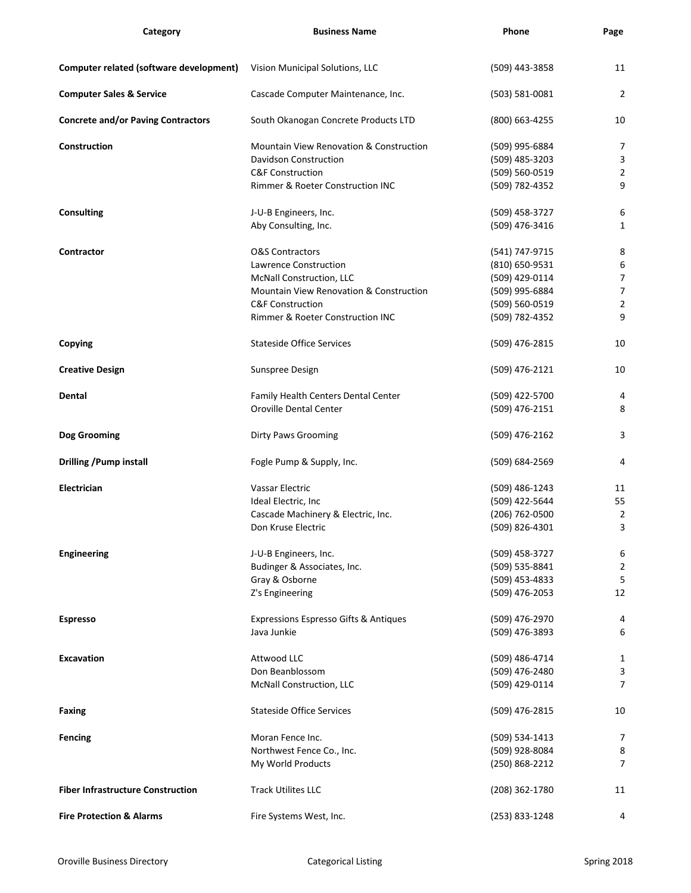| Category | Business Name | Phone | Page |
|---|---|---|---|
| **Computer related (software development)** | Vision Municipal Solutions, LLC | (509) 443-3858 | 11 |
| **Computer Sales & Service** | Cascade Computer Maintenance, Inc. | (503) 581-0081 | 2 |
| **Concrete and/or Paving Contractors** | South Okanogan Concrete Products LTD | (800) 663-4255 | 10 |
| **Construction** | Mountain View Renovation & Construction | (509) 995-6884 | 7 |
| | Davidson Construction | (509) 485-3203 | 3 |
| | C&F Construction | (509) 560-0519 | 2 |
| | Rimmer & Roeter Construction INC | (509) 782-4352 | 9 |
| **Consulting** | J-U-B Engineers, Inc. | (509) 458-3727 | 6 |
| | Aby Consulting, Inc. | (509) 476-3416 | 1 |
| **Contractor** | O&S Contractors | (541) 747-9715 | 8 |
| | Lawrence Construction | (810) 650-9531 | 6 |
| | McNall Construction, LLC | (509) 429-0114 | 7 |
| | Mountain View Renovation & Construction | (509) 995-6884 | 7 |
| | C&F Construction | (509) 560-0519 | 2 |
| | Rimmer & Roeter Construction INC | (509) 782-4352 | 9 |
| **Copying** | Stateside Office Services | (509) 476-2815 | 10 |
| **Creative Design** | Sunspree Design | (509) 476-2121 | 10 |
| **Dental** | Family Health Centers Dental Center | (509) 422-5700 | 4 |
| | Oroville Dental Center | (509) 476-2151 | 8 |
| **Dog Grooming** | Dirty Paws Grooming | (509) 476-2162 | 3 |
| **Drilling /Pump install** | Fogle Pump & Supply, Inc. | (509) 684-2569 | 4 |
| **Electrician** | Vassar Electric | (509) 486-1243 | 11 |
| | Ideal Electric, Inc | (509) 422-5644 | 55 |
| | Cascade Machinery & Electric, Inc. | (206) 762-0500 | 2 |
| | Don Kruse Electric | (509) 826-4301 | 3 |
| **Engineering** | J-U-B Engineers, Inc. | (509) 458-3727 | 6 |
| | Budinger & Associates, Inc. | (509) 535-8841 | 2 |
| | Gray & Osborne | (509) 453-4833 | 5 |
| | Z's Engineering | (509) 476-2053 | 12 |
| **Espresso** | Expressions Espresso Gifts & Antiques | (509) 476-2970 | 4 |
| | Java Junkie | (509) 476-3893 | 6 |
| **Excavation** | Attwood LLC | (509) 486-4714 | 1 |
| | Don Beanblossom | (509) 476-2480 | 3 |
| | McNall Construction, LLC | (509) 429-0114 | 7 |
| **Faxing** | Stateside Office Services | (509) 476-2815 | 10 |
| **Fencing** | Moran Fence Inc. | (509) 534-1413 | 7 |
| | Northwest Fence Co., Inc. | (509) 928-8084 | 8 |
| | My World Products | (250) 868-2212 | 7 |
| **Fiber Infrastructure Construction** | Track Utilites LLC | (208) 362-1780 | 11 |
| **Fire Protection & Alarms** | Fire Systems West, Inc. | (253) 833-1248 | 4 |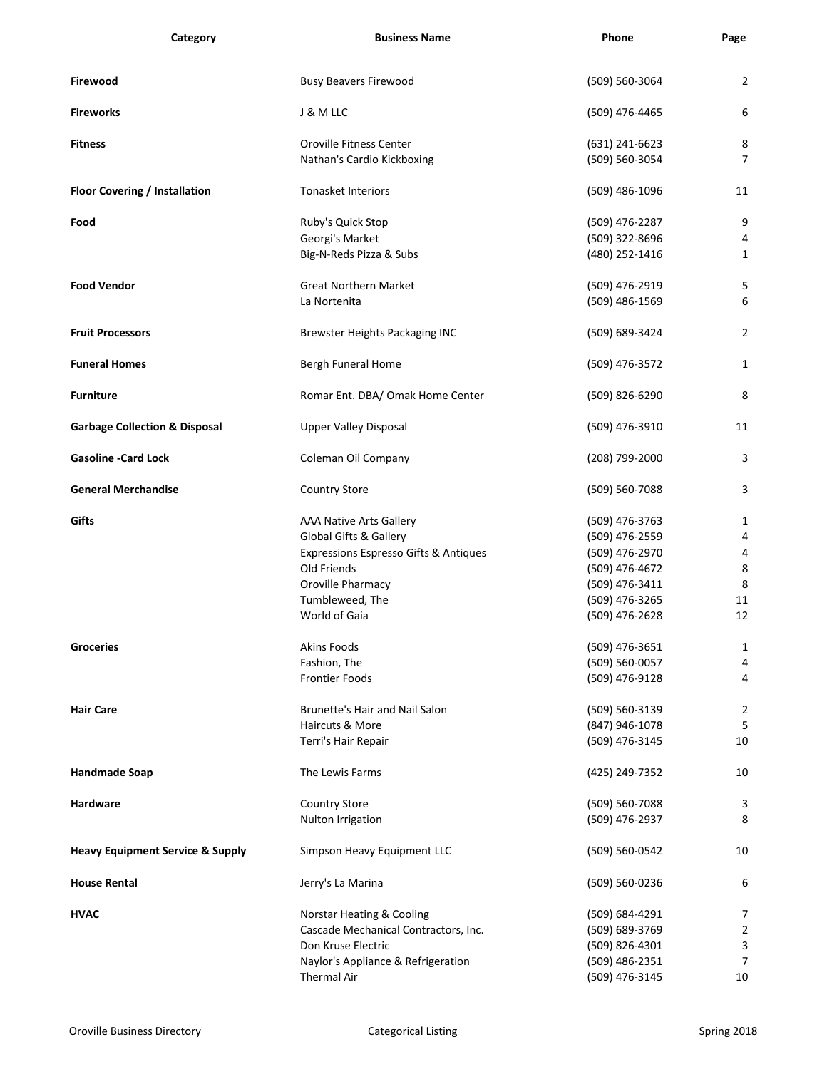| Category | Business Name | Phone | Page |
|---|---|---|---|
| **Firewood** | Busy Beavers Firewood | (509) 560-3064 | 2 |
| **Fireworks** | J & M LLC | (509) 476-4465 | 6 |
| **Fitness** | Oroville Fitness Center | (631) 241-6623 | 8 |
| | Nathan's Cardio Kickboxing | (509) 560-3054 | 7 |
| **Floor Covering / Installation** | Tonasket Interiors | (509) 486-1096 | 11 |
| **Food** | Ruby's Quick Stop | (509) 476-2287 | 9 |
| | Georgi's Market | (509) 322-8696 | 4 |
| | Big-N-Reds Pizza & Subs | (480) 252-1416 | 1 |
| **Food Vendor** | Great Northern Market | (509) 476-2919 | 5 |
| | La Nortenita | (509) 486-1569 | 6 |
| **Fruit Processors** | Brewster Heights Packaging INC | (509) 689-3424 | 2 |
| **Funeral Homes** | Bergh Funeral Home | (509) 476-3572 | 1 |
| **Furniture** | Romar Ent. DBA/ Omak Home Center | (509) 826-6290 | 8 |
| **Garbage Collection & Disposal** | Upper Valley Disposal | (509) 476-3910 | 11 |
| **Gasoline -Card Lock** | Coleman Oil Company | (208) 799-2000 | 3 |
| **General Merchandise** | Country Store | (509) 560-7088 | 3 |
| **Gifts** | AAA Native Arts Gallery | (509) 476-3763 | 1 |
| | Global Gifts & Gallery | (509) 476-2559 | 4 |
| | Expressions Espresso Gifts & Antiques | (509) 476-2970 | 4 |
| | Old Friends | (509) 476-4672 | 8 |
| | Oroville Pharmacy | (509) 476-3411 | 8 |
| | Tumbleweed, The | (509) 476-3265 | 11 |
| | World of Gaia | (509) 476-2628 | 12 |
| **Groceries** | Akins Foods | (509) 476-3651 | 1 |
| | Fashion, The | (509) 560-0057 | 4 |
| | Frontier Foods | (509) 476-9128 | 4 |
| **Hair Care** | Brunette's Hair and Nail Salon | (509) 560-3139 | 2 |
| | Haircuts & More | (847) 946-1078 | 5 |
| | Terri's Hair Repair | (509) 476-3145 | 10 |
| **Handmade Soap** | The Lewis Farms | (425) 249-7352 | 10 |
| **Hardware** | Country Store | (509) 560-7088 | 3 |
| | Nulton Irrigation | (509) 476-2937 | 8 |
| **Heavy Equipment Service & Supply** | Simpson Heavy Equipment LLC | (509) 560-0542 | 10 |
| **House Rental** | Jerry's La Marina | (509) 560-0236 | 6 |
| **HVAC** | Norstar Heating & Cooling | (509) 684-4291 | 7 |
| | Cascade Mechanical Contractors, Inc. | (509) 689-3769 | 2 |
| | Don Kruse Electric | (509) 826-4301 | 3 |
| | Naylor's Appliance & Refrigeration | (509) 486-2351 | 7 |
| | Thermal Air | (509) 476-3145 | 10 |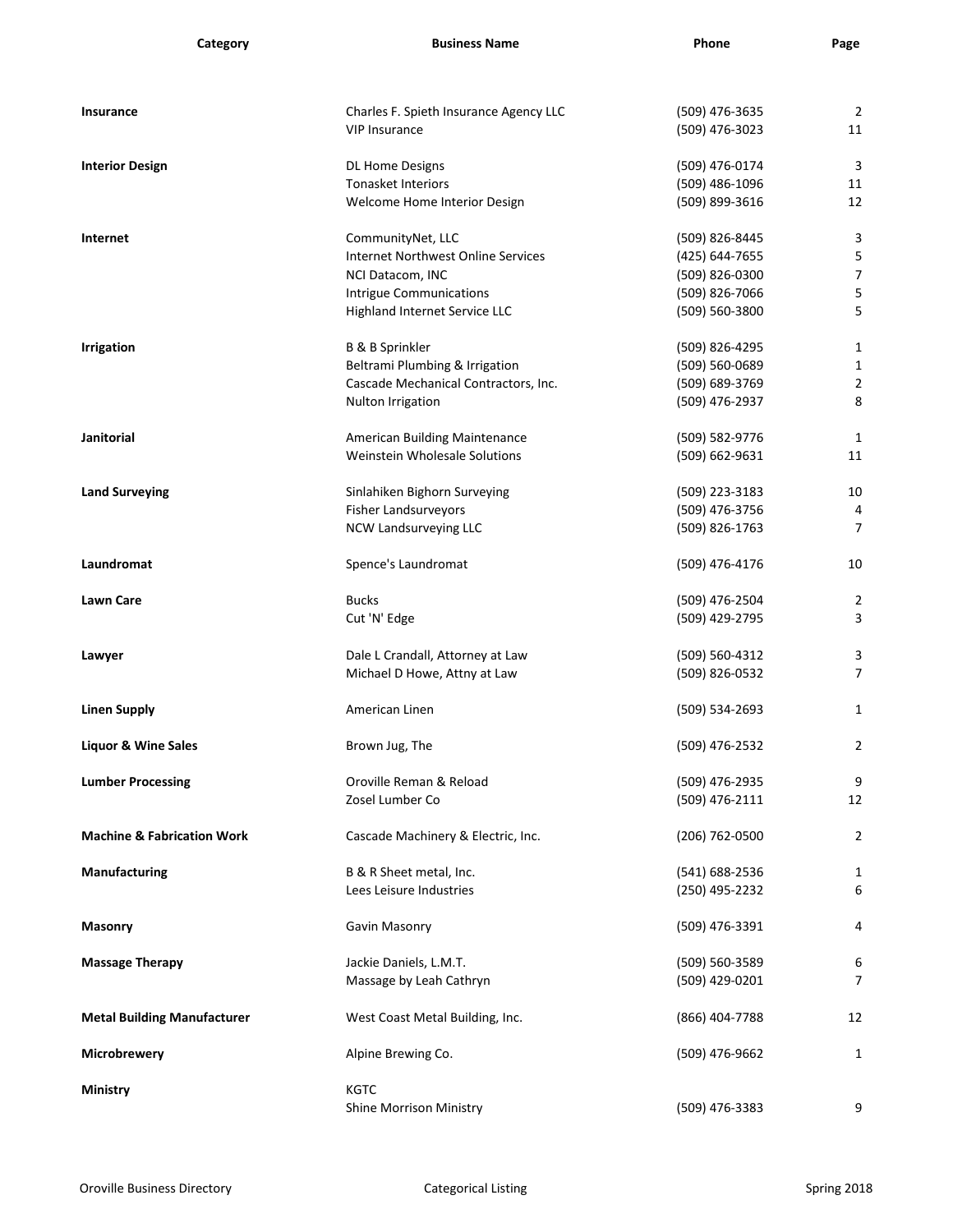| Category | Business Name | Phone | Page |
|---|---|---|---|
| **Insurance** | Charles F. Spieth Insurance Agency LLC | (509) 476-3635 | 2 |
| | VIP Insurance | (509) 476-3023 | 11 |
| **Interior Design** | DL Home Designs | (509) 476-0174 | 3 |
| | Tonasket Interiors | (509) 486-1096 | 11 |
| | Welcome Home Interior Design | (509) 899-3616 | 12 |
| **Internet** | CommunityNet, LLC | (509) 826-8445 | 3 |
| | Internet Northwest Online Services | (425) 644-7655 | 5 |
| | NCI Datacom, INC | (509) 826-0300 | 7 |
| | Intrigue Communications | (509) 826-7066 | 5 |
| | Highland Internet Service LLC | (509) 560-3800 | 5 |
| **Irrigation** | B & B Sprinkler | (509) 826-4295 | 1 |
| | Beltrami Plumbing & Irrigation | (509) 560-0689 | 1 |
| | Cascade Mechanical Contractors, Inc. | (509) 689-3769 | 2 |
| | Nulton Irrigation | (509) 476-2937 | 8 |
| **Janitorial** | American Building Maintenance | (509) 582-9776 | 1 |
| | Weinstein Wholesale Solutions | (509) 662-9631 | 11 |
| **Land Surveying** | Sinlahiken Bighorn Surveying | (509) 223-3183 | 10 |
| | Fisher Landsurveyors | (509) 476-3756 | 4 |
| | NCW Landsurveying LLC | (509) 826-1763 | 7 |
| **Laundromat** | Spence's Laundromat | (509) 476-4176 | 10 |
| **Lawn Care** | Bucks | (509) 476-2504 | 2 |
| | Cut 'N' Edge | (509) 429-2795 | 3 |
| **Lawyer** | Dale L Crandall, Attorney at Law | (509) 560-4312 | 3 |
| | Michael D Howe, Attny at Law | (509) 826-0532 | 7 |
| **Linen Supply** | American Linen | (509) 534-2693 | 1 |
| **Liquor & Wine Sales** | Brown Jug, The | (509) 476-2532 | 2 |
| **Lumber Processing** | Oroville Reman & Reload | (509) 476-2935 | 9 |
| | Zosel Lumber Co | (509) 476-2111 | 12 |
| **Machine & Fabrication Work** | Cascade Machinery & Electric, Inc. | (206) 762-0500 | 2 |
| **Manufacturing** | B & R Sheet metal, Inc. | (541) 688-2536 | 1 |
| | Lees Leisure Industries | (250) 495-2232 | 6 |
| **Masonry** | Gavin Masonry | (509) 476-3391 | 4 |
| **Massage Therapy** | Jackie Daniels, L.M.T. | (509) 560-3589 | 6 |
| | Massage by Leah Cathryn | (509) 429-0201 | 7 |
| **Metal Building Manufacturer** | West Coast Metal Building, Inc. | (866) 404-7788 | 12 |
| **Microbrewery** | Alpine Brewing Co. | (509) 476-9662 | 1 |
| **Ministry** | KGTC | | |
| | Shine Morrison Ministry | (509) 476-3383 | 9 |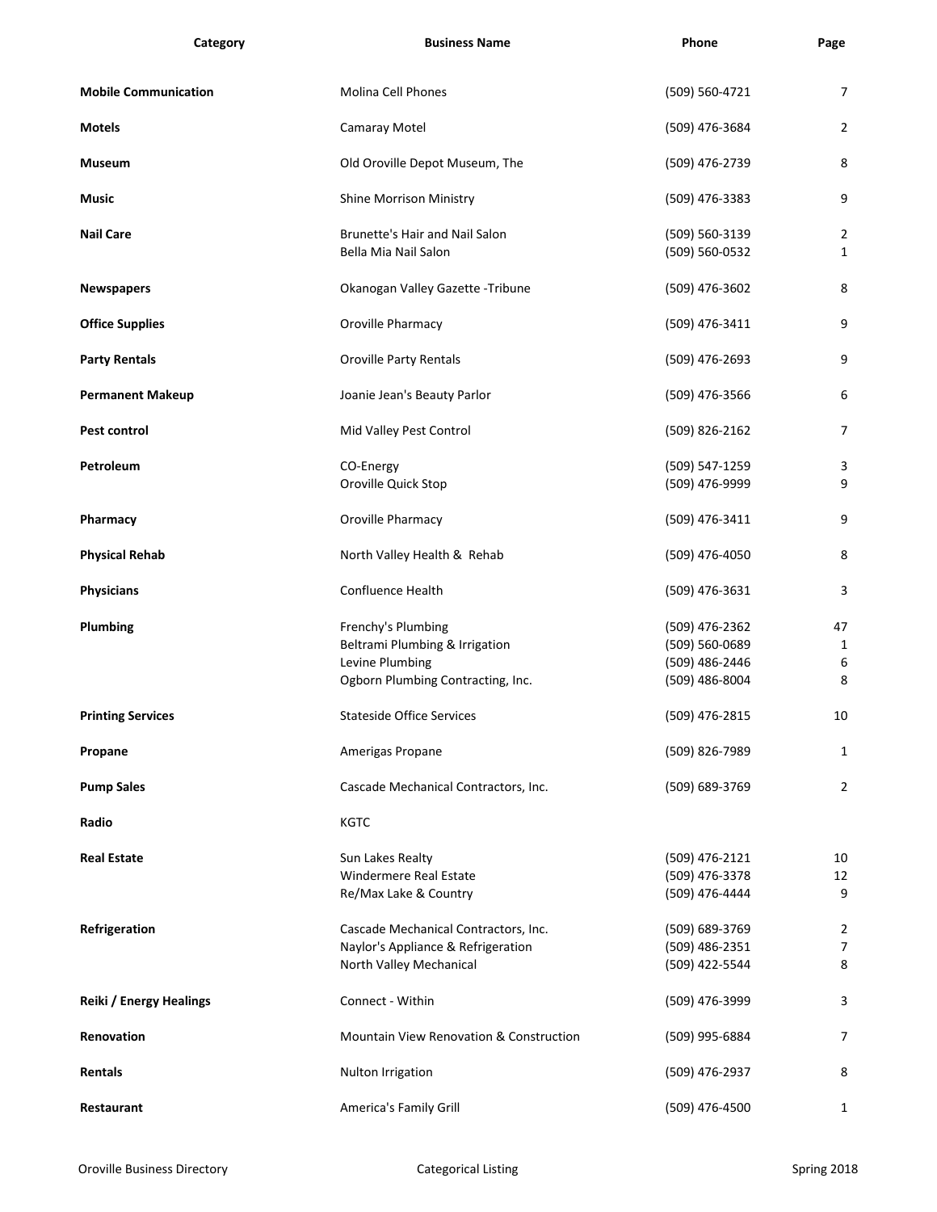| Category | Business Name | Phone | Page |
|---|---|---|---|
| **Mobile Communication** | Molina Cell Phones | (509) 560-4721 | 7 |
| **Motels** | Camaray Motel | (509) 476-3684 | 2 |
| **Museum** | Old Oroville Depot Museum, The | (509) 476-2739 | 8 |
| **Music** | Shine Morrison Ministry | (509) 476-3383 | 9 |
| **Nail Care** | Brunette's Hair and Nail Salon | (509) 560-3139 | 2 |
| | Bella Mia Nail Salon | (509) 560-0532 | 1 |
| **Newspapers** | Okanogan Valley Gazette -Tribune | (509) 476-3602 | 8 |
| **Office Supplies** | Oroville Pharmacy | (509) 476-3411 | 9 |
| **Party Rentals** | Oroville Party Rentals | (509) 476-2693 | 9 |
| **Permanent Makeup** | Joanie Jean's Beauty Parlor | (509) 476-3566 | 6 |
| **Pest control** | Mid Valley Pest Control | (509) 826-2162 | 7 |
| **Petroleum** | CO-Energy | (509) 547-1259 | 3 |
| | Oroville Quick Stop | (509) 476-9999 | 9 |
| **Pharmacy** | Oroville Pharmacy | (509) 476-3411 | 9 |
| **Physical Rehab** | North Valley Health & Rehab | (509) 476-4050 | 8 |
| **Physicians** | Confluence Health | (509) 476-3631 | 3 |
| **Plumbing** | Frenchy's Plumbing | (509) 476-2362 | 47 |
| | Beltrami Plumbing & Irrigation | (509) 560-0689 | 1 |
| | Levine Plumbing | (509) 486-2446 | 6 |
| | Ogborn Plumbing Contracting, Inc. | (509) 486-8004 | 8 |
| **Printing Services** | Stateside Office Services | (509) 476-2815 | 10 |
| **Propane** | Amerigas Propane | (509) 826-7989 | 1 |
| **Pump Sales** | Cascade Mechanical Contractors, Inc. | (509) 689-3769 | 2 |
| **Radio** | KGTC | | |
| **Real Estate** | Sun Lakes Realty | (509) 476-2121 | 10 |
| | Windermere Real Estate | (509) 476-3378 | 12 |
| | Re/Max Lake & Country | (509) 476-4444 | 9 |
| **Refrigeration** | Cascade Mechanical Contractors, Inc. | (509) 689-3769 | 2 |
| | Naylor's Appliance & Refrigeration | (509) 486-2351 | 7 |
| | North Valley Mechanical | (509) 422-5544 | 8 |
| **Reiki / Energy Healings** | Connect - Within | (509) 476-3999 | 3 |
| **Renovation** | Mountain View Renovation & Construction | (509) 995-6884 | 7 |
| **Rentals** | Nulton Irrigation | (509) 476-2937 | 8 |
| **Restaurant** | America's Family Grill | (509) 476-4500 | 1 |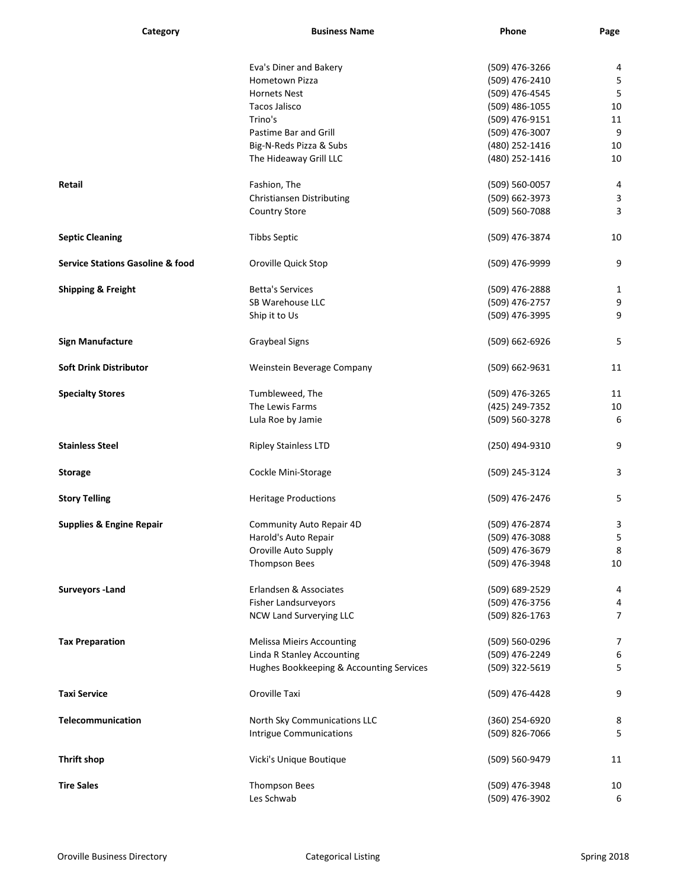| Category | Business Name | Phone | Page |
|---|---|---|---|
| | Eva's Diner and Bakery | (509) 476-3266 | 4 |
| | Hometown Pizza | (509) 476-2410 | 5 |
| | Hornets Nest | (509) 476-4545 | 5 |
| | Tacos Jalisco | (509) 486-1055 | 10 |
| | Trino's | (509) 476-9151 | 11 |
| | Pastime Bar and Grill | (509) 476-3007 | 9 |
| | Big-N-Reds Pizza & Subs | (480) 252-1416 | 10 |
| | The Hideaway Grill LLC | (480) 252-1416 | 10 |
| **Retail** | Fashion, The | (509) 560-0057 | 4 |
| | Christiansen Distributing | (509) 662-3973 | 3 |
| | Country Store | (509) 560-7088 | 3 |
| **Septic Cleaning** | Tibbs Septic | (509) 476-3874 | 10 |
| **Service Stations Gasoline & food** | Oroville Quick Stop | (509) 476-9999 | 9 |
| **Shipping & Freight** | Betta's Services | (509) 476-2888 | 1 |
| | SB Warehouse LLC | (509) 476-2757 | 9 |
| | Ship it to Us | (509) 476-3995 | 9 |
| **Sign Manufacture** | Graybeal Signs | (509) 662-6926 | 5 |
| **Soft Drink Distributor** | Weinstein Beverage Company | (509) 662-9631 | 11 |
| **Specialty Stores** | Tumbleweed, The | (509) 476-3265 | 11 |
| | The Lewis Farms | (425) 249-7352 | 10 |
| | Lula Roe by Jamie | (509) 560-3278 | 6 |
| **Stainless Steel** | Ripley Stainless LTD | (250) 494-9310 | 9 |
| **Storage** | Cockle Mini-Storage | (509) 245-3124 | 3 |
| **Story Telling** | Heritage Productions | (509) 476-2476 | 5 |
| **Supplies & Engine Repair** | Community Auto Repair 4D | (509) 476-2874 | 3 |
| | Harold's Auto Repair | (509) 476-3088 | 5 |
| | Oroville Auto Supply | (509) 476-3679 | 8 |
| | Thompson Bees | (509) 476-3948 | 10 |
| **Surveyors -Land** | Erlandsen & Associates | (509) 689-2529 | 4 |
| | Fisher Landsurveyors | (509) 476-3756 | 4 |
| | NCW Land Surverying LLC | (509) 826-1763 | 7 |
| **Tax Preparation** | Melissa Mieirs Accounting | (509) 560-0296 | 7 |
| | Linda R Stanley Accounting | (509) 476-2249 | 6 |
| | Hughes Bookkeeping & Accounting Services | (509) 322-5619 | 5 |
| **Taxi Service** | Oroville Taxi | (509) 476-4428 | 9 |
| **Telecommunication** | North Sky Communications LLC | (360) 254-6920 | 8 |
| | Intrigue Communications | (509) 826-7066 | 5 |
| **Thrift shop** | Vicki's Unique Boutique | (509) 560-9479 | 11 |
| **Tire Sales** | Thompson Bees | (509) 476-3948 | 10 |
| | Les Schwab | (509) 476-3902 | 6 |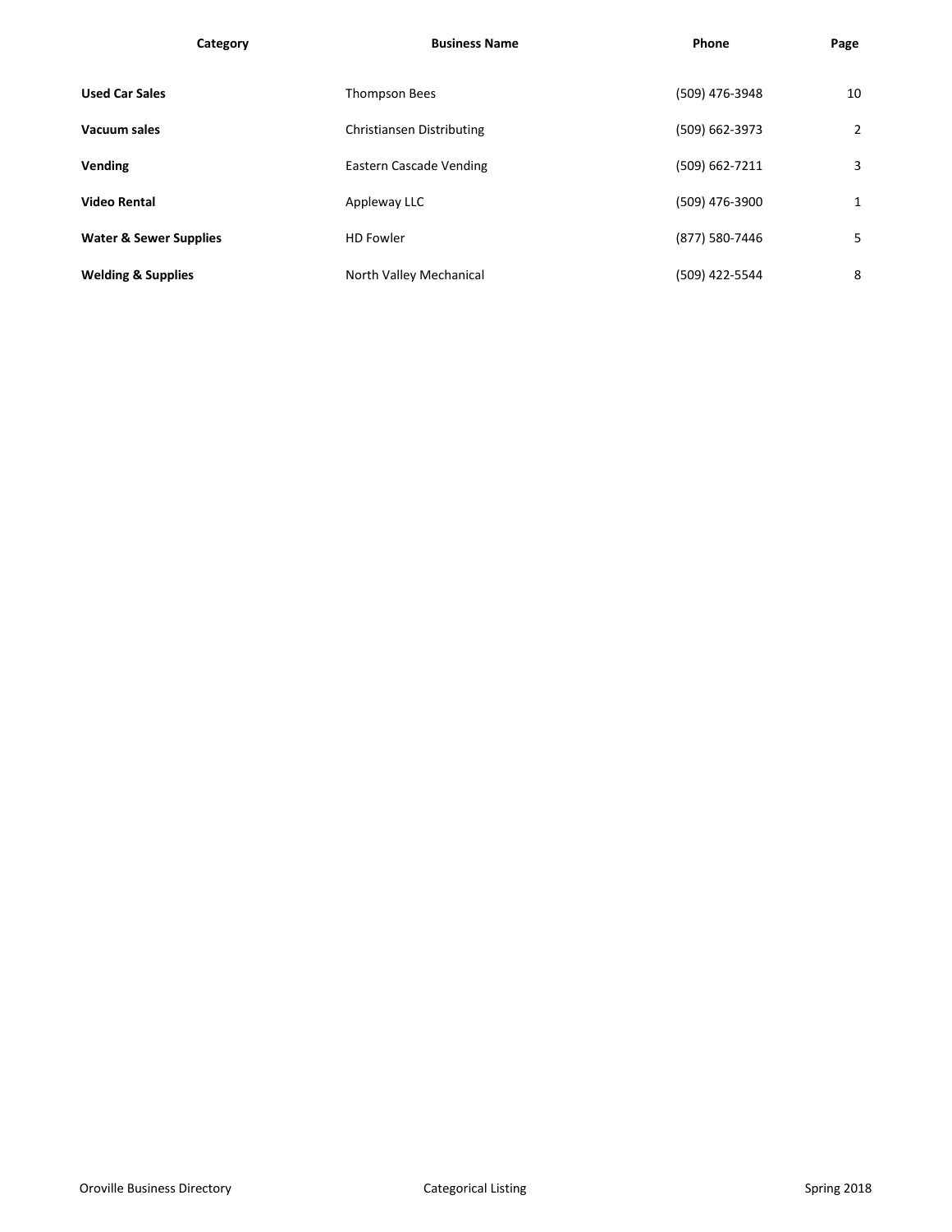| Category | Business Name | Phone | Page |
|---|---|---|---|
| **Used Car Sales** | Thompson Bees | (509) 476-3948 | 10 |
| **Vacuum sales** | Christiansen Distributing | (509) 662-3973 | 2 |
| **Vending** | Eastern Cascade Vending | (509) 662-7211 | 3 |
| **Video Rental** | Appleway LLC | (509) 476-3900 | 1 |
| **Water & Sewer Supplies** | HD Fowler | (877) 580-7446 | 5 |
| **Welding & Supplies** | North Valley Mechanical | (509) 422-5544 | 8 |